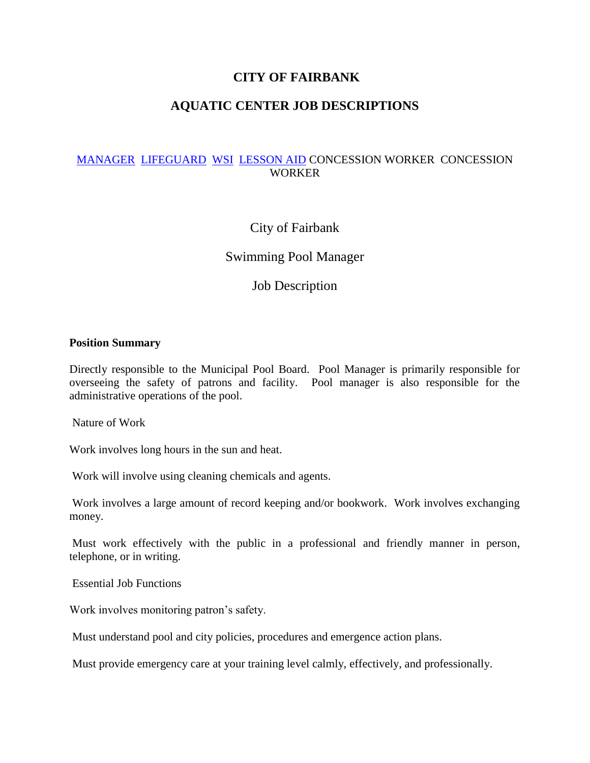# CITY OF FAIRBANK

## AQUATIC CENTER JOB DESCRIPTIONS

MANAGER LIFEGUARD WSI LESSON AID CONCESSION WORKER CONCESSION WORKER

City of Fairbank

Swimming Pool Manager

Job Description

**Position Summary**

Directly responsible to the Municipal Pool Board. Pool Manager is primarily responsible for overseeing the safety of patrons and facility. Pool manager is also responsible for the administrative operations of the pool.

Nature of Work

Work involves long hours in the sun and heat.

Work will involve using cleaning chemicals and agents.

Work involves a large amount of record keeping and/or bookwork. Work involves exchanging money.

Must work effectively with the public in a professional and friendly manner in person, telephone, or in writing.

Essential Job Functions

Work involves monitoring patron's safety.

Must understand pool and city policies, procedures and emergence action plans.

Must provide emergency care at your training level calmly, effectively, and professionally.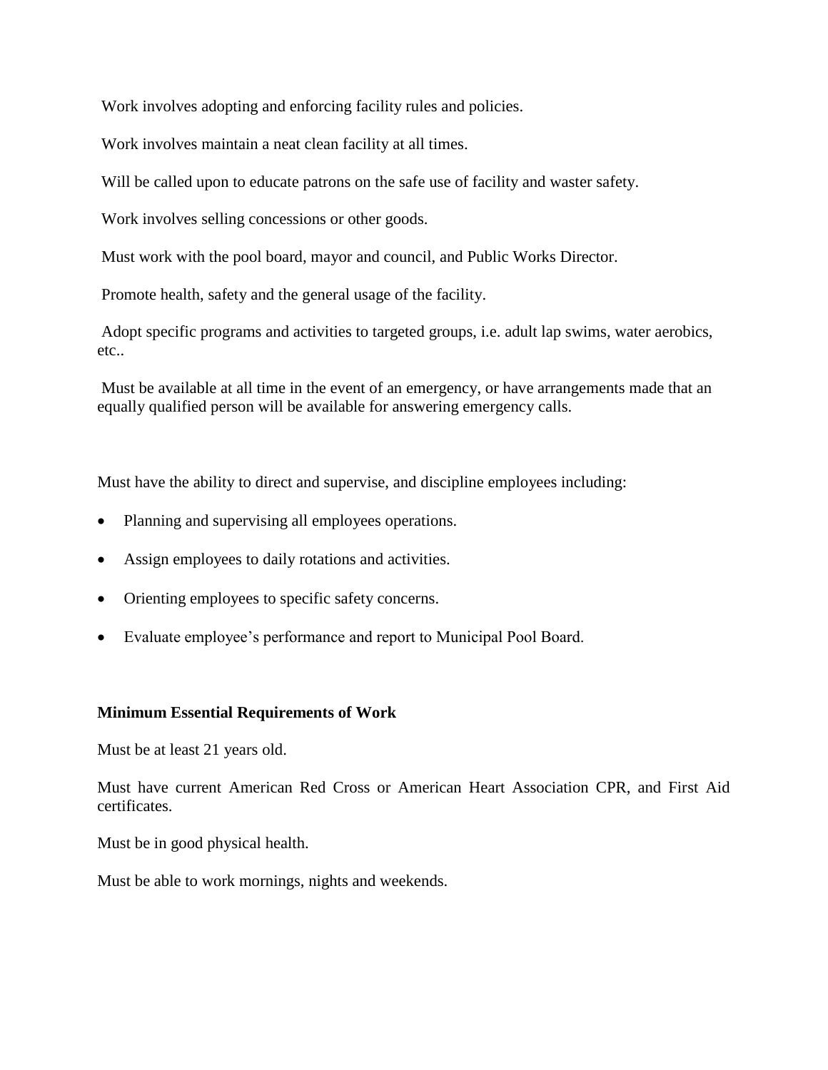Work involves adopting and enforcing facility rules and policies.

Work involves maintain a neat clean facility at all times.

Will be called upon to educate patrons on the safe use of facility and waster safety.

Work involves selling concessions or other goods.

Must work with the pool board, mayor and council, and Public Works Director.

Promote health, safety and the general usage of the facility.

Adopt specific programs and activities to targeted groups, i.e. adult lap swims, water aerobics, etc..

Must be available at all time in the event of an emergency, or have arrangements made that an equally qualified person will be available for answering emergency calls.

Must have the ability to direct and supervise, and discipline employees including:

- Planning and supervising all employees operations.
- Assign employees to daily rotations and activities.
- Orienting employees to specific safety concerns.
- Evaluate employee's performance and report to Municipal Pool Board.

**Minimum Essential Requirements of Work**

Must be at least 21 years old.

Must have current American Red Cross or American Heart Association CPR, and First Aid certificates.

Must be in good physical health.

Must be able to work mornings, nights and weekends.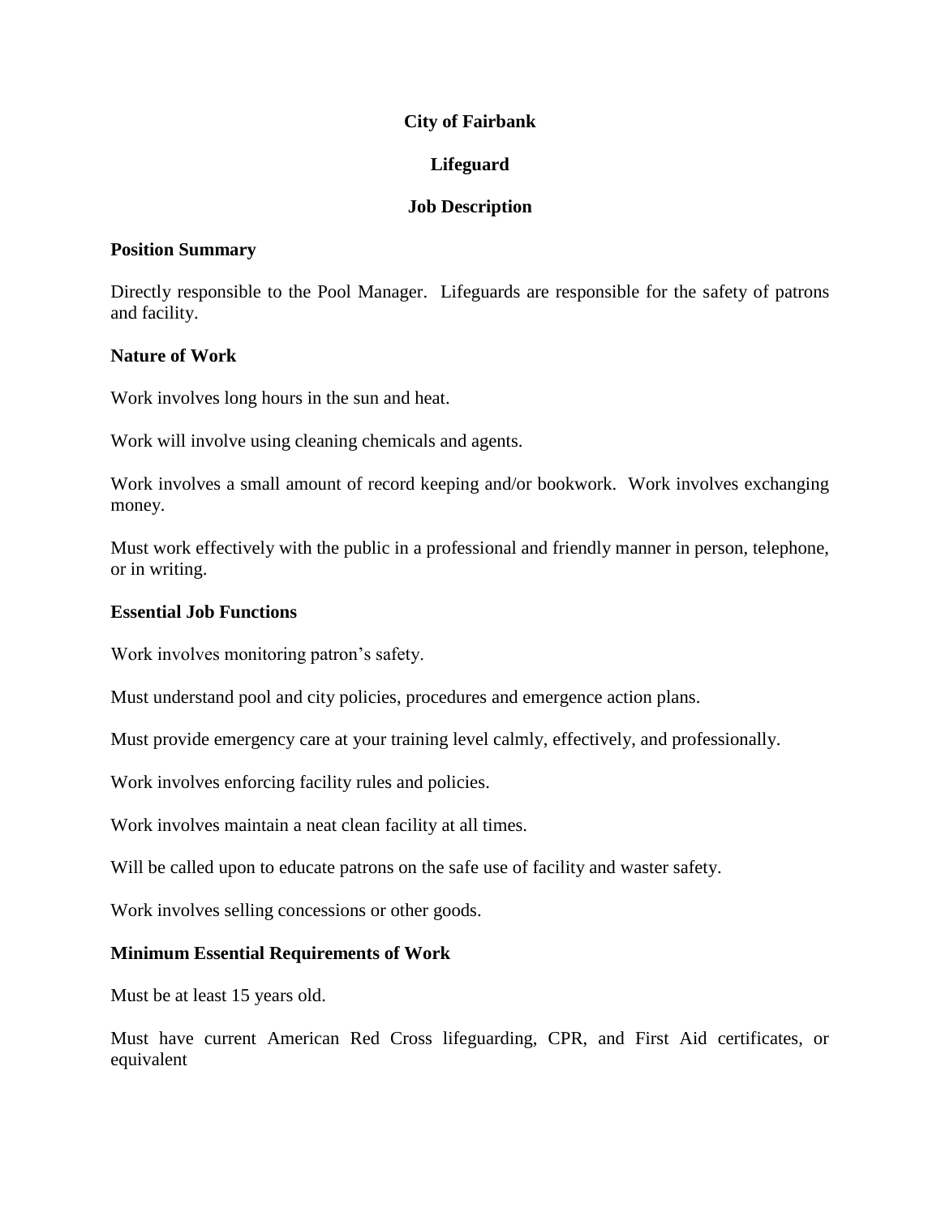**City of Fairbank**

**Lifeguard**

**Job Description**

## Position Summary

Directly responsible to the Pool Manager. Lifeguards are responsible for the safety of patrons and facility.

## Nature of Work

Work involves long hours in the sun and heat.

Work will involve using cleaning chemicals and agents.

Work involves a small amount of record keeping and/or bookwork. Work involves exchanging money.

Must work effectively with the public in a professional and friendly manner in person, telephone, or in writing.

## Essential Job Functions

Work involves monitoring patron's safety.

Must understand pool and city policies, procedures and emergence action plans.

Must provide emergency care at your training level calmly, effectively, and professionally.

Work involves enforcing facility rules and policies.

Work involves maintain a neat clean facility at all times.

Will be called upon to educate patrons on the safe use of facility and waster safety.

Work involves selling concessions or other goods.

## Minimum Essential Requirements of Work

Must be at least 15 years old.

Must have current American Red Cross lifeguarding, CPR, and First Aid certificates, or equivalent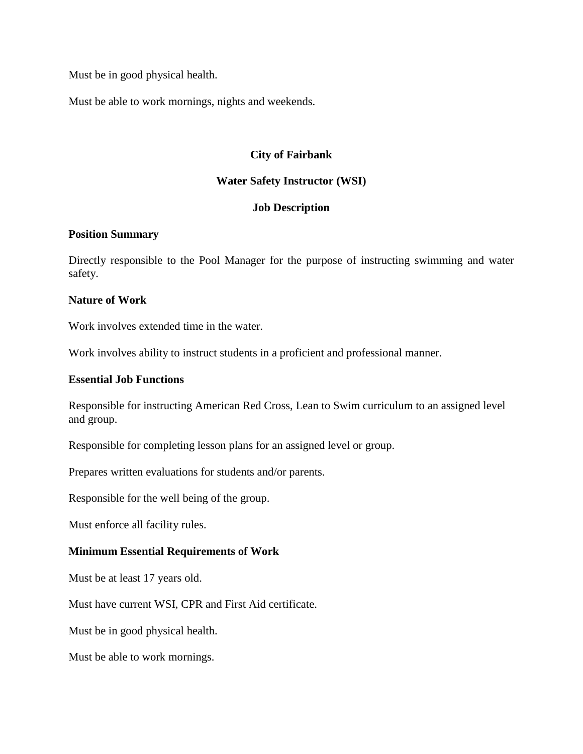Must be in good physical health.

Must be able to work mornings, nights and weekends.

**City of Fairbank**

**Water Safety Instructor (WSI)**

**Job Description**

**Position Summary**

Directly responsible to the Pool Manager for the purpose of instructing swimming and water safety.

**Nature of Work**

Work involves extended time in the water.

Work involves ability to instruct students in a proficient and professional manner.

**Essential Job Functions**

Responsible for instructing American Red Cross, Lean to Swim curriculum to an assigned level and group.

Responsible for completing lesson plans for an assigned level or group.

Prepares written evaluations for students and/or parents.

Responsible for the well being of the group.

Must enforce all facility rules.

**Minimum Essential Requirements of Work**

Must be at least 17 years old.

Must have current WSI, CPR and First Aid certificate.

Must be in good physical health.

Must be able to work mornings.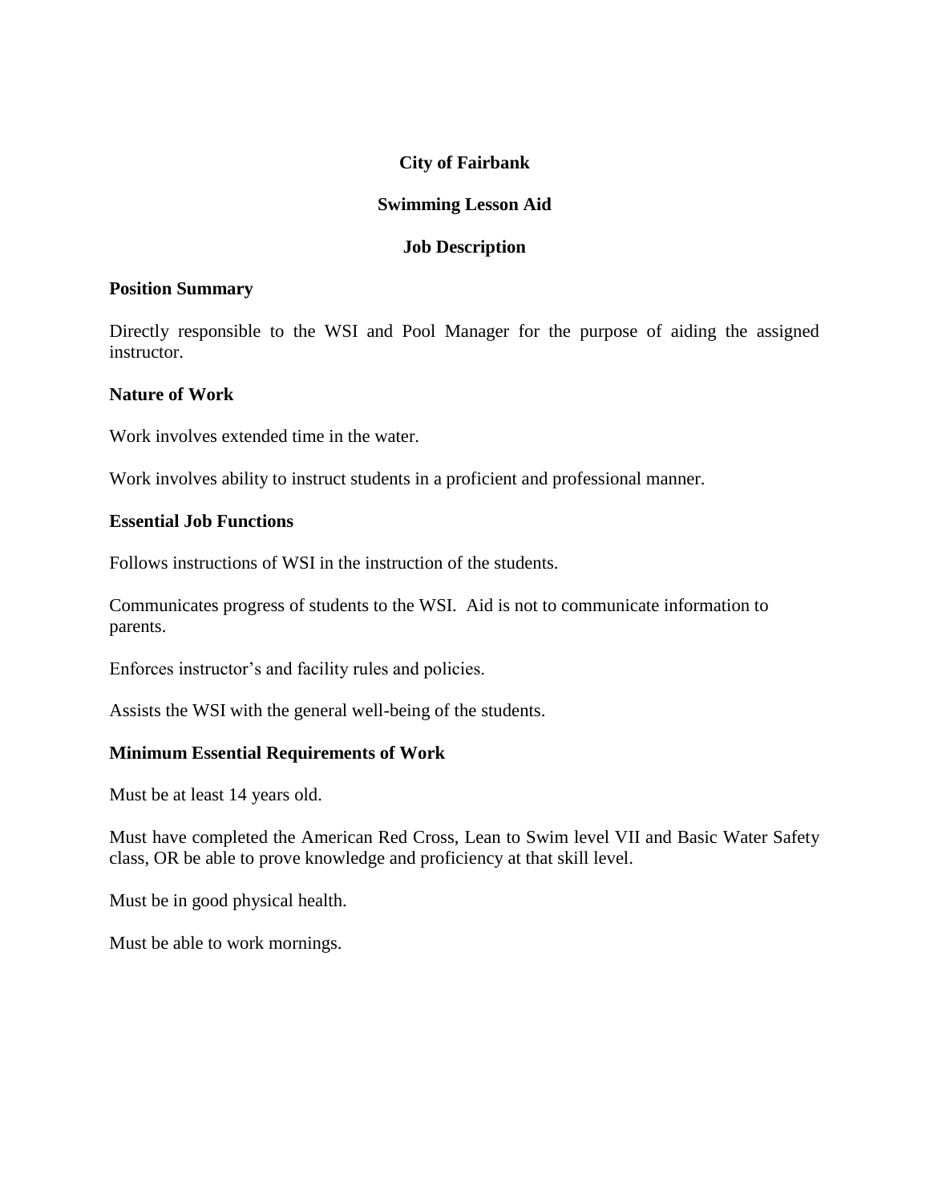**City of Fairbank**

**Swimming Lesson Aid**

**Job Description**

**Position Summary**

Directly responsible to the WSI and Pool Manager for the purpose of aiding the assigned instructor.

**Nature of Work**

Work involves extended time in the water.

Work involves ability to instruct students in a proficient and professional manner.

**Essential Job Functions**

Follows instructions of WSI in the instruction of the students.

Communicates progress of students to the WSI. Aid is not to communicate information to parents.

Enforces instructor's and facility rules and policies.

Assists the WSI with the general well-being of the students.

**Minimum Essential Requirements of Work**

Must be at least 14 years old.

Must have completed the American Red Cross, Lean to Swim level VII and Basic Water Safety class, OR be able to prove knowledge and proficiency at that skill level.

Must be in good physical health.

Must be able to work mornings.